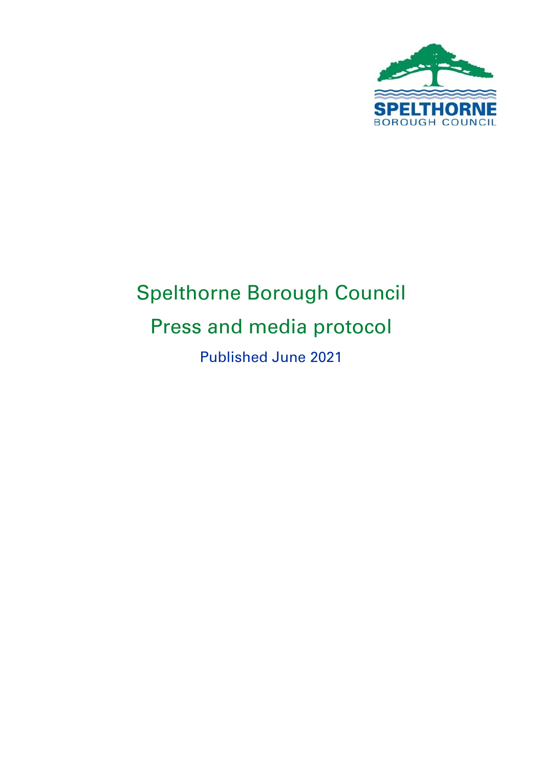# Spelthorne Borough Council

# Press and media protocol

Published June 2021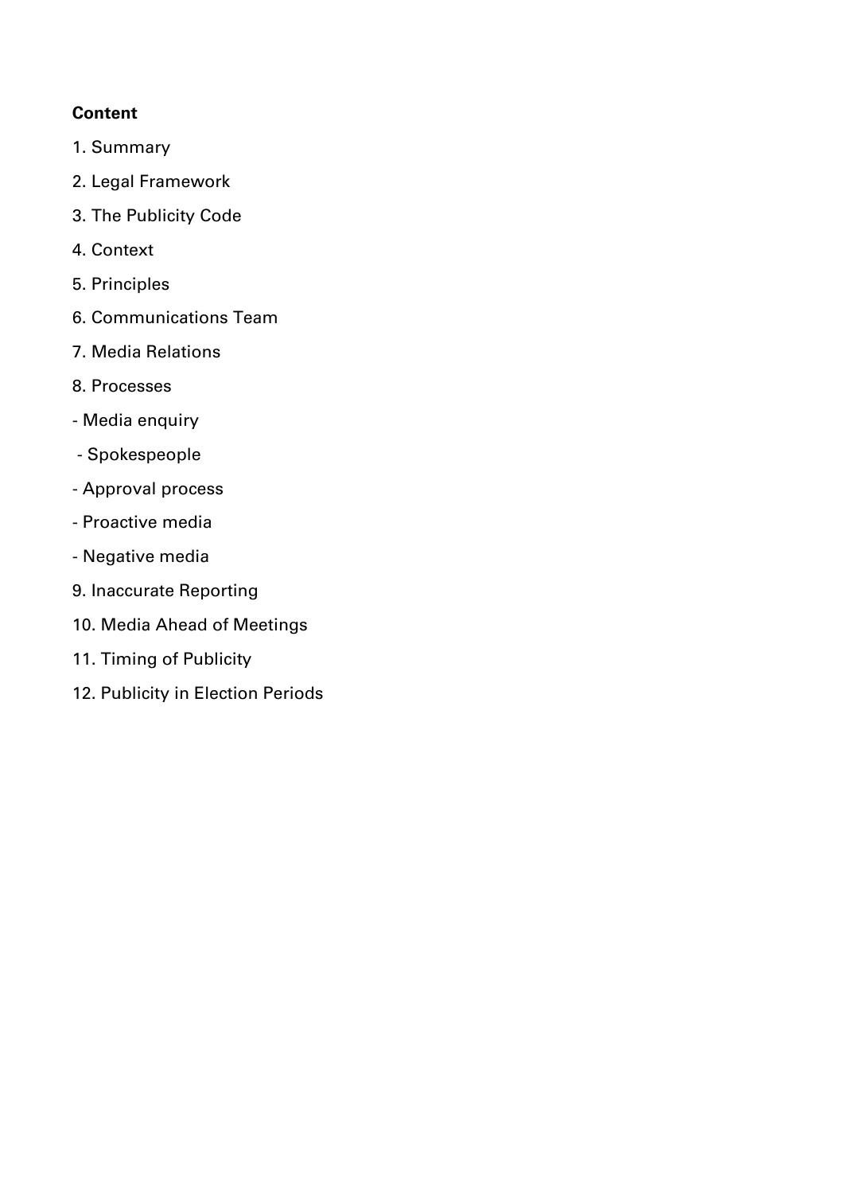**Content**

1. Summary

2. Legal Framework

3. The Publicity Code

4. Context

5. Principles

6. Communications Team

7. Media Relations

8. Processes

- Media enquiry

- Spokespeople

- Approval process

- Proactive media

- Negative media

9. Inaccurate Reporting

10. Media Ahead of Meetings

11. Timing of Publicity

12. Publicity in Election Periods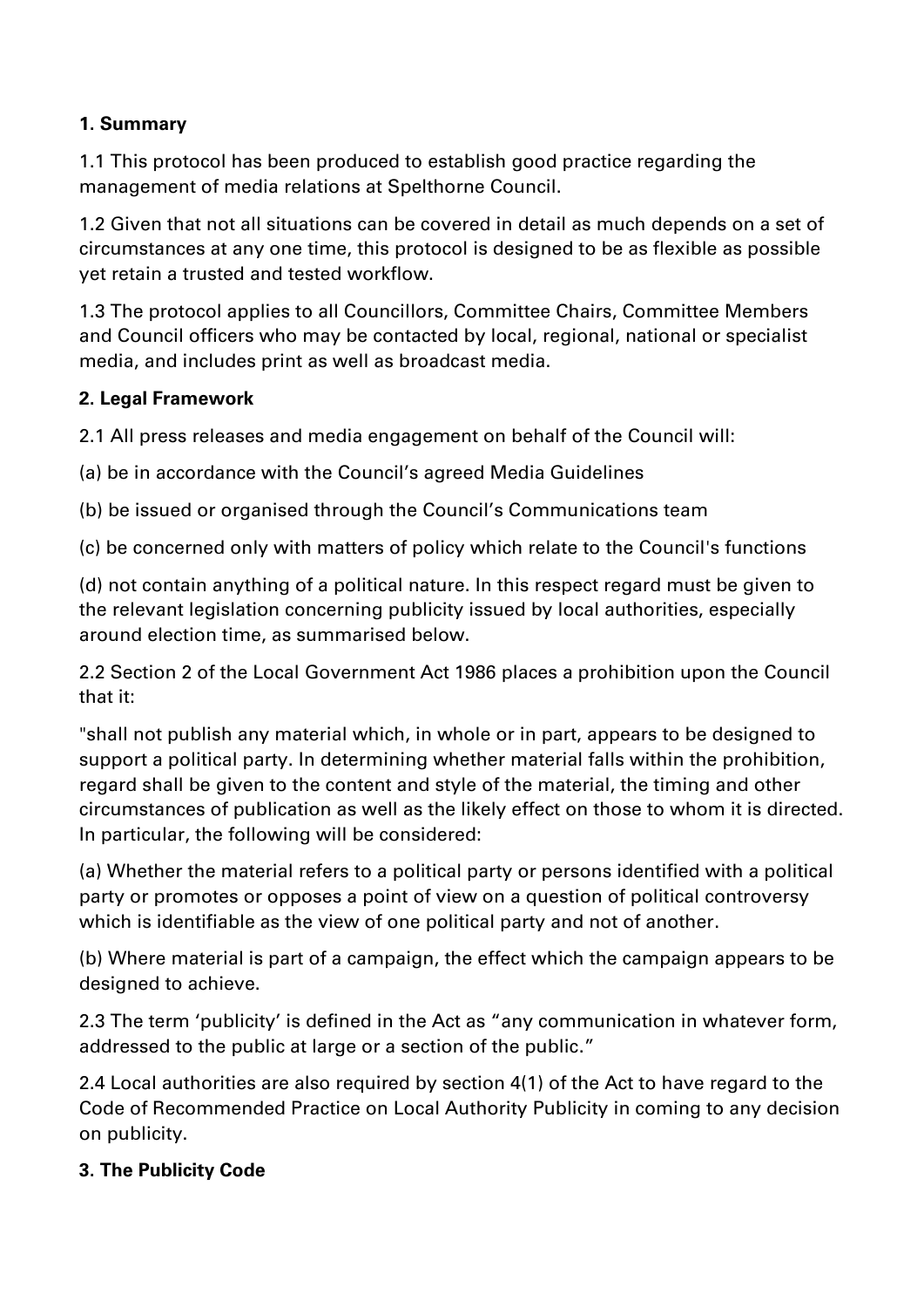**1. Summary**

1.1 This protocol has been produced to establish good practice regarding the management of media relations at Spelthorne Council.

1.2 Given that not all situations can be covered in detail as much depends on a set of circumstances at any one time, this protocol is designed to be as flexible as possible yet retain a trusted and tested workflow.

1.3 The protocol applies to all Councillors, Committee Chairs, Committee Members and Council officers who may be contacted by local, regional, national or specialist media, and includes print as well as broadcast media.

**2. Legal Framework**

2.1 All press releases and media engagement on behalf of the Council will:

(a) be in accordance with the Council's agreed Media Guidelines

(b) be issued or organised through the Council's Communications team

(c) be concerned only with matters of policy which relate to the Council's functions

(d) not contain anything of a political nature. In this respect regard must be given to the relevant legislation concerning publicity issued by local authorities, especially around election time, as summarised below.

2.2 Section 2 of the Local Government Act 1986 places a prohibition upon the Council that it:

"shall not publish any material which, in whole or in part, appears to be designed to support a political party. In determining whether material falls within the prohibition, regard shall be given to the content and style of the material, the timing and other circumstances of publication as well as the likely effect on those to whom it is directed. In particular, the following will be considered:

(a) Whether the material refers to a political party or persons identified with a political party or promotes or opposes a point of view on a question of political controversy which is identifiable as the view of one political party and not of another.

(b) Where material is part of a campaign, the effect which the campaign appears to be designed to achieve.

2.3 The term 'publicity' is defined in the Act as "any communication in whatever form, addressed to the public at large or a section of the public."

2.4 Local authorities are also required by section 4(1) of the Act to have regard to the Code of Recommended Practice on Local Authority Publicity in coming to any decision on publicity.

**3. The Publicity Code**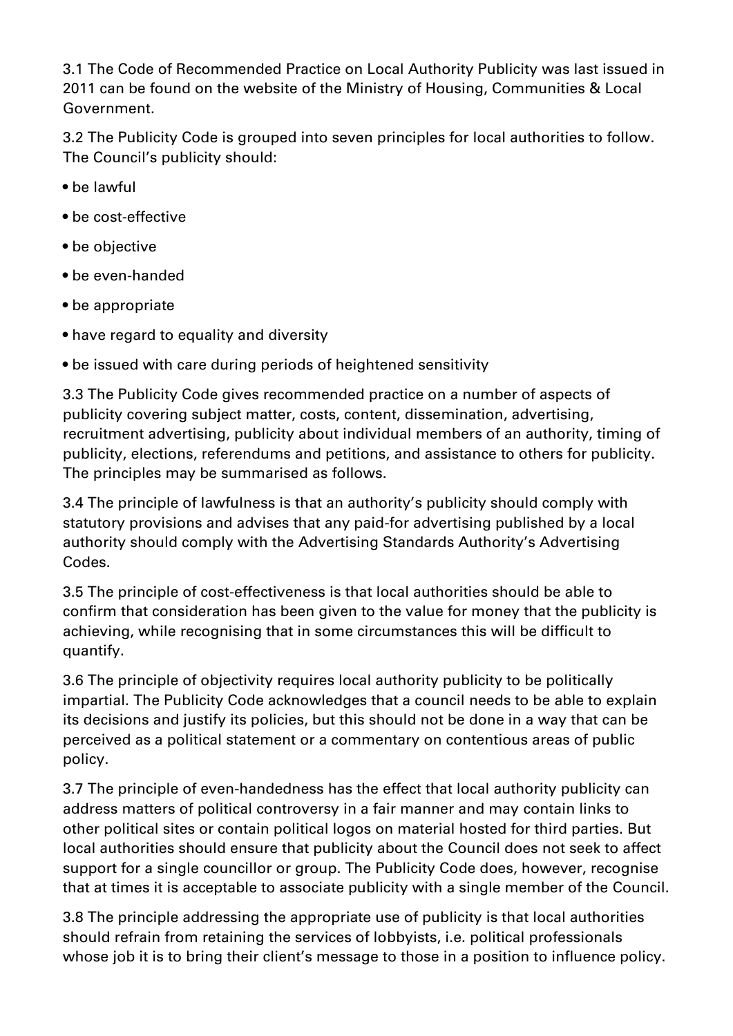3.1 The Code of Recommended Practice on Local Authority Publicity was last issued in 2011 can be found on the website of the Ministry of Housing, Communities & Local Government.

3.2 The Publicity Code is grouped into seven principles for local authorities to follow. The Council's publicity should:

- be lawful
- be cost-effective
- be objective
- be even-handed
- be appropriate
- have regard to equality and diversity
- be issued with care during periods of heightened sensitivity

3.3 The Publicity Code gives recommended practice on a number of aspects of publicity covering subject matter, costs, content, dissemination, advertising, recruitment advertising, publicity about individual members of an authority, timing of publicity, elections, referendums and petitions, and assistance to others for publicity. The principles may be summarised as follows.

3.4 The principle of lawfulness is that an authority's publicity should comply with statutory provisions and advises that any paid-for advertising published by a local authority should comply with the Advertising Standards Authority's Advertising Codes.

3.5 The principle of cost-effectiveness is that local authorities should be able to confirm that consideration has been given to the value for money that the publicity is achieving, while recognising that in some circumstances this will be difficult to quantify.

3.6 The principle of objectivity requires local authority publicity to be politically impartial. The Publicity Code acknowledges that a council needs to be able to explain its decisions and justify its policies, but this should not be done in a way that can be perceived as a political statement or a commentary on contentious areas of public policy.

3.7 The principle of even-handedness has the effect that local authority publicity can address matters of political controversy in a fair manner and may contain links to other political sites or contain political logos on material hosted for third parties. But local authorities should ensure that publicity about the Council does not seek to affect support for a single councillor or group. The Publicity Code does, however, recognise that at times it is acceptable to associate publicity with a single member of the Council.

3.8 The principle addressing the appropriate use of publicity is that local authorities should refrain from retaining the services of lobbyists, i.e. political professionals whose job it is to bring their client's message to those in a position to influence policy.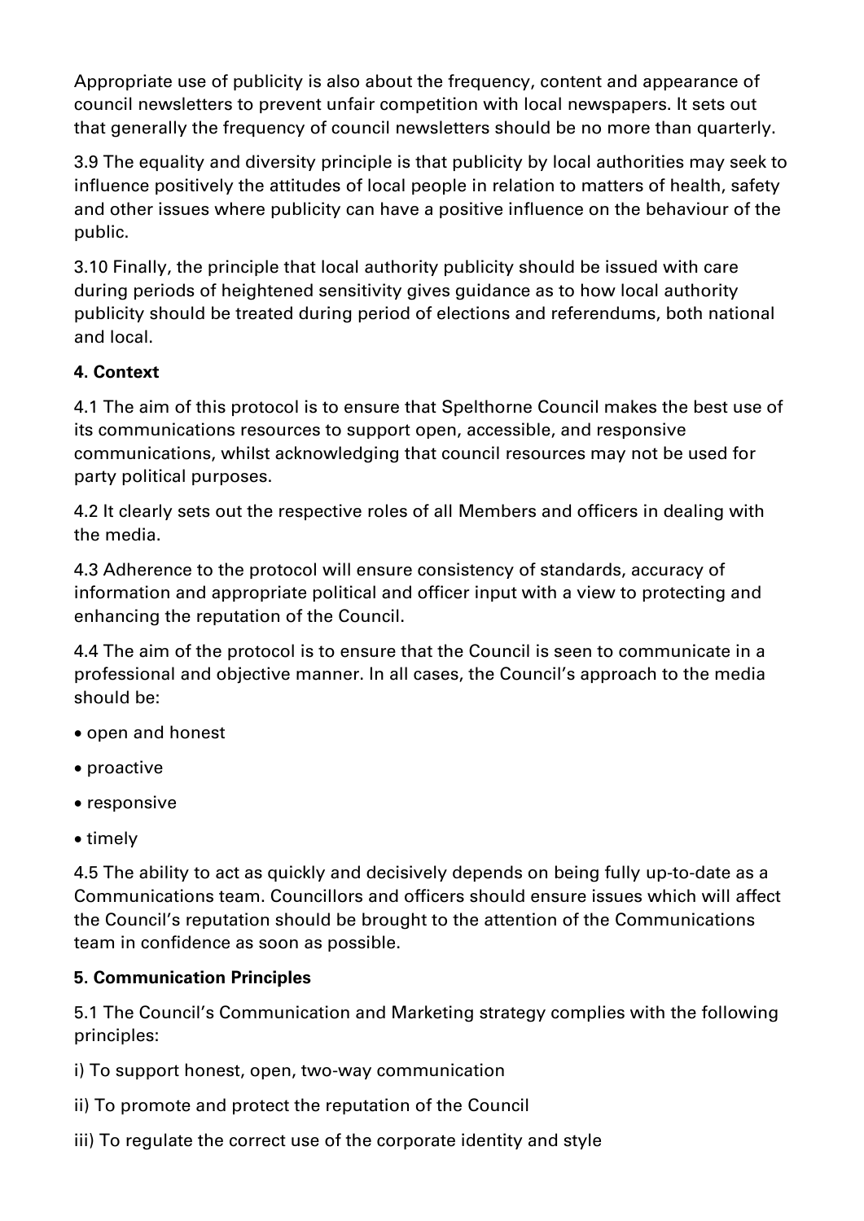Appropriate use of publicity is also about the frequency, content and appearance of council newsletters to prevent unfair competition with local newspapers. It sets out that generally the frequency of council newsletters should be no more than quarterly.

3.9 The equality and diversity principle is that publicity by local authorities may seek to influence positively the attitudes of local people in relation to matters of health, safety and other issues where publicity can have a positive influence on the behaviour of the public.

3.10 Finally, the principle that local authority publicity should be issued with care during periods of heightened sensitivity gives guidance as to how local authority publicity should be treated during period of elections and referendums, both national and local.

**4. Context**

4.1 The aim of this protocol is to ensure that Spelthorne Council makes the best use of its communications resources to support open, accessible, and responsive communications, whilst acknowledging that council resources may not be used for party political purposes.

4.2 It clearly sets out the respective roles of all Members and officers in dealing with the media.

4.3 Adherence to the protocol will ensure consistency of standards, accuracy of information and appropriate political and officer input with a view to protecting and enhancing the reputation of the Council.

4.4 The aim of the protocol is to ensure that the Council is seen to communicate in a professional and objective manner. In all cases, the Council's approach to the media should be:

- open and honest
- proactive
- responsive
- timely

4.5 The ability to act as quickly and decisively depends on being fully up-to-date as a Communications team. Councillors and officers should ensure issues which will affect the Council's reputation should be brought to the attention of the Communications team in confidence as soon as possible.

**5. Communication Principles**

5.1 The Council's Communication and Marketing strategy complies with the following principles:

i) To support honest, open, two-way communication

ii) To promote and protect the reputation of the Council

iii) To regulate the correct use of the corporate identity and style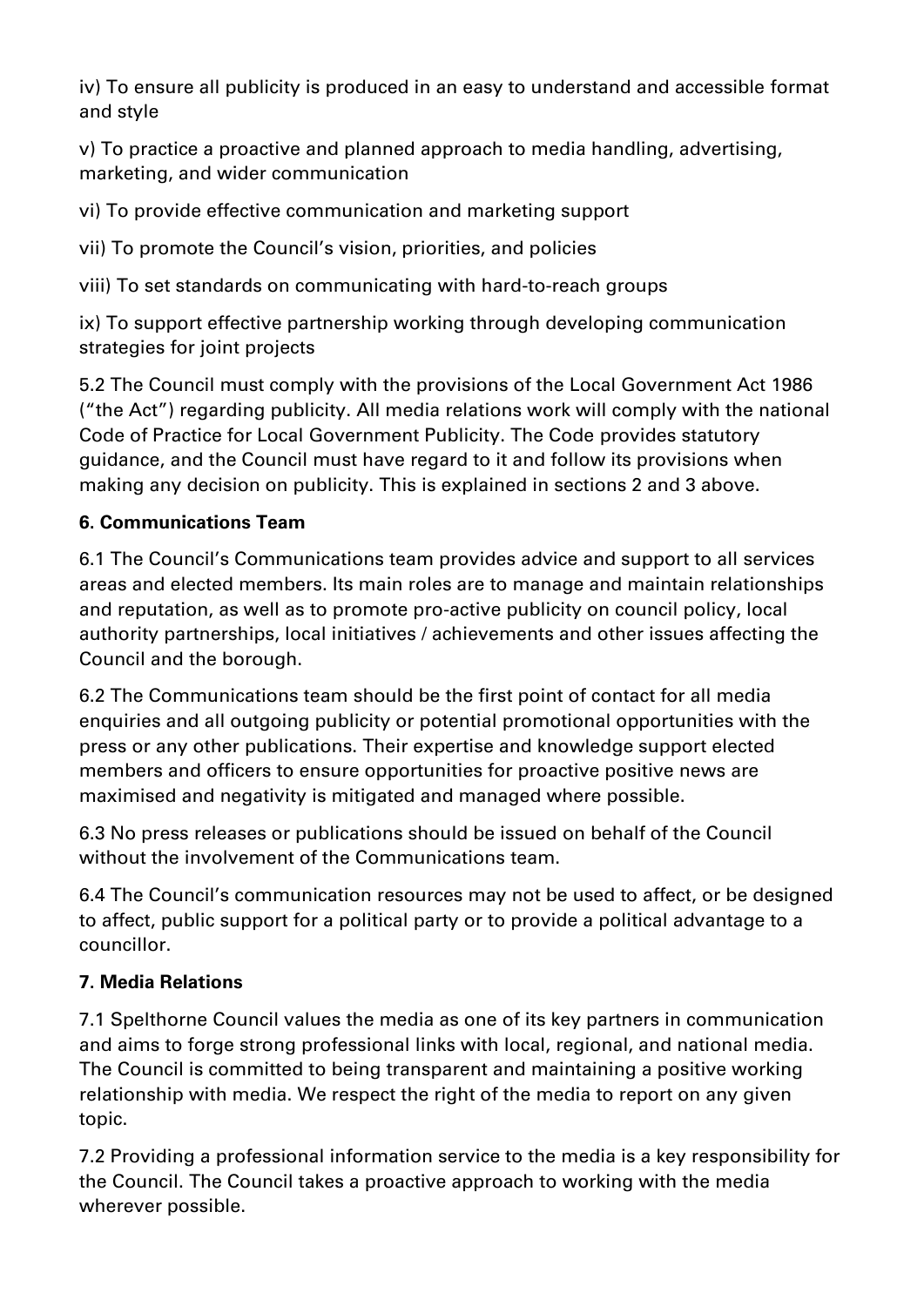iv) To ensure all publicity is produced in an easy to understand and accessible format and style

v) To practice a proactive and planned approach to media handling, advertising, marketing, and wider communication

vi) To provide effective communication and marketing support

vii) To promote the Council's vision, priorities, and policies

viii) To set standards on communicating with hard-to-reach groups

ix) To support effective partnership working through developing communication strategies for joint projects

5.2 The Council must comply with the provisions of the Local Government Act 1986 ("the Act") regarding publicity. All media relations work will comply with the national Code of Practice for Local Government Publicity. The Code provides statutory guidance, and the Council must have regard to it and follow its provisions when making any decision on publicity. This is explained in sections 2 and 3 above.

**6. Communications Team**

6.1 The Council's Communications team provides advice and support to all services areas and elected members. Its main roles are to manage and maintain relationships and reputation, as well as to promote pro-active publicity on council policy, local authority partnerships, local initiatives / achievements and other issues affecting the Council and the borough.

6.2 The Communications team should be the first point of contact for all media enquiries and all outgoing publicity or potential promotional opportunities with the press or any other publications. Their expertise and knowledge support elected members and officers to ensure opportunities for proactive positive news are maximised and negativity is mitigated and managed where possible.

6.3 No press releases or publications should be issued on behalf of the Council without the involvement of the Communications team.

6.4 The Council's communication resources may not be used to affect, or be designed to affect, public support for a political party or to provide a political advantage to a councillor.

**7. Media Relations**

7.1 Spelthorne Council values the media as one of its key partners in communication and aims to forge strong professional links with local, regional, and national media. The Council is committed to being transparent and maintaining a positive working relationship with media. We respect the right of the media to report on any given topic.

7.2 Providing a professional information service to the media is a key responsibility for the Council. The Council takes a proactive approach to working with the media wherever possible.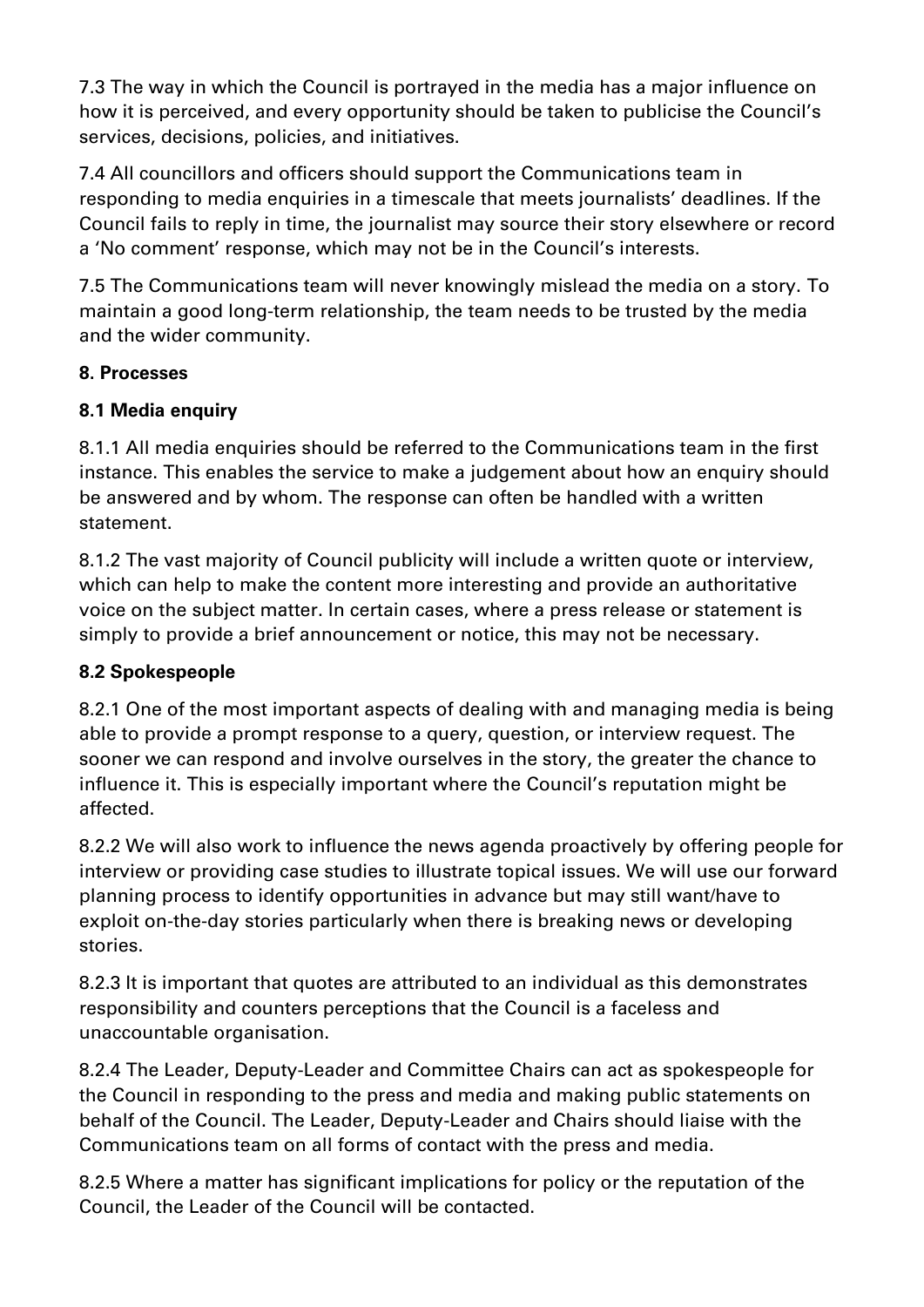7.3 The way in which the Council is portrayed in the media has a major influence on how it is perceived, and every opportunity should be taken to publicise the Council's services, decisions, policies, and initiatives.

7.4 All councillors and officers should support the Communications team in responding to media enquiries in a timescale that meets journalists' deadlines. If the Council fails to reply in time, the journalist may source their story elsewhere or record a 'No comment' response, which may not be in the Council's interests.

7.5 The Communications team will never knowingly mislead the media on a story. To maintain a good long-term relationship, the team needs to be trusted by the media and the wider community.

**8. Processes**

**8.1 Media enquiry**

8.1.1 All media enquiries should be referred to the Communications team in the first instance. This enables the service to make a judgement about how an enquiry should be answered and by whom. The response can often be handled with a written statement.

8.1.2 The vast majority of Council publicity will include a written quote or interview, which can help to make the content more interesting and provide an authoritative voice on the subject matter. In certain cases, where a press release or statement is simply to provide a brief announcement or notice, this may not be necessary.

**8.2 Spokespeople**

8.2.1 One of the most important aspects of dealing with and managing media is being able to provide a prompt response to a query, question, or interview request. The sooner we can respond and involve ourselves in the story, the greater the chance to influence it. This is especially important where the Council's reputation might be affected.

8.2.2 We will also work to influence the news agenda proactively by offering people for interview or providing case studies to illustrate topical issues. We will use our forward planning process to identify opportunities in advance but may still want/have to exploit on-the-day stories particularly when there is breaking news or developing stories.

8.2.3 It is important that quotes are attributed to an individual as this demonstrates responsibility and counters perceptions that the Council is a faceless and unaccountable organisation.

8.2.4 The Leader, Deputy-Leader and Committee Chairs can act as spokespeople for the Council in responding to the press and media and making public statements on behalf of the Council. The Leader, Deputy-Leader and Chairs should liaise with the Communications team on all forms of contact with the press and media.

8.2.5 Where a matter has significant implications for policy or the reputation of the Council, the Leader of the Council will be contacted.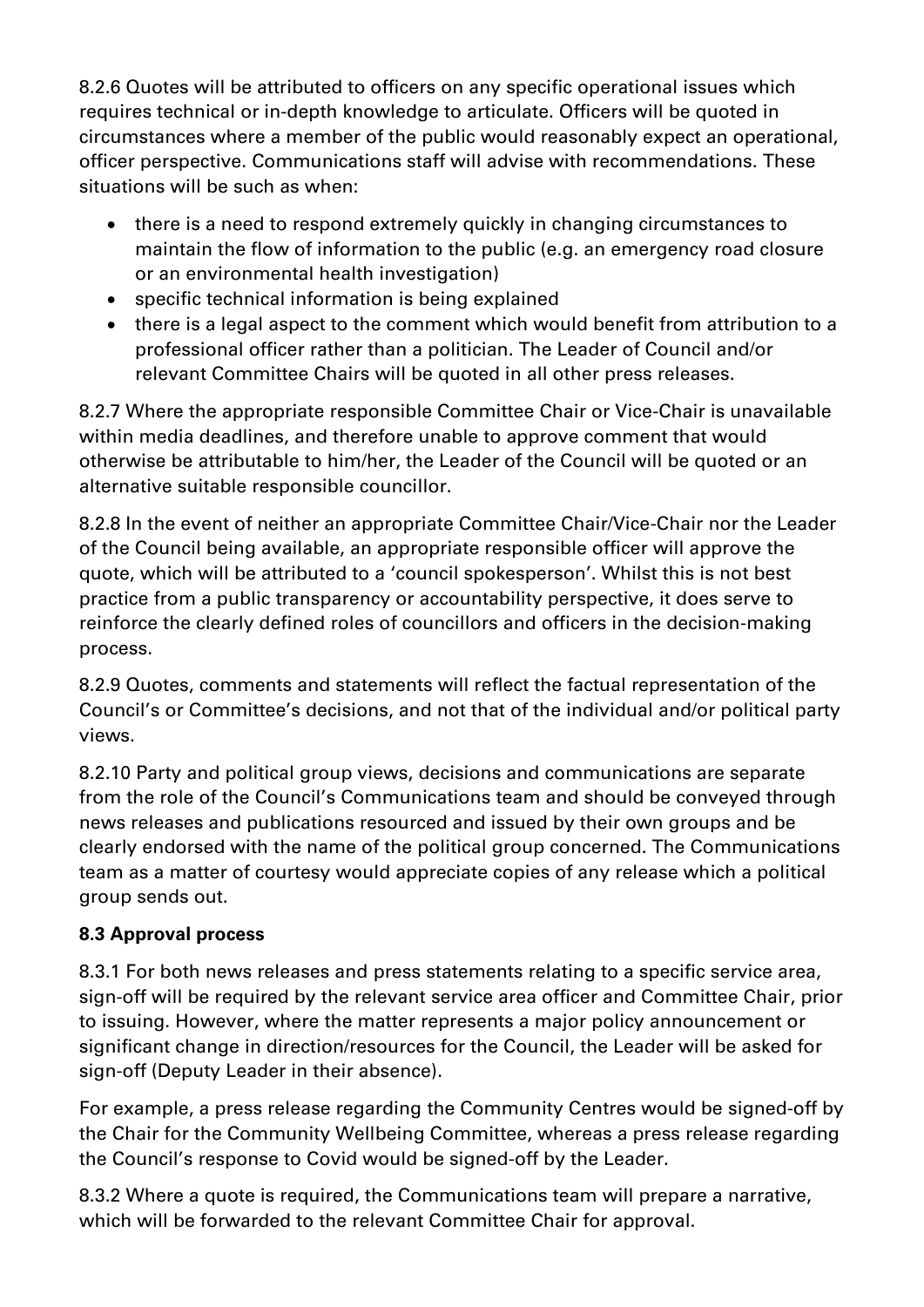8.2.6 Quotes will be attributed to officers on any specific operational issues which requires technical or in-depth knowledge to articulate. Officers will be quoted in circumstances where a member of the public would reasonably expect an operational, officer perspective. Communications staff will advise with recommendations. These situations will be such as when:

- there is a need to respond extremely quickly in changing circumstances to maintain the flow of information to the public (e.g. an emergency road closure or an environmental health investigation)
- specific technical information is being explained
- there is a legal aspect to the comment which would benefit from attribution to a professional officer rather than a politician. The Leader of Council and/or relevant Committee Chairs will be quoted in all other press releases.

8.2.7 Where the appropriate responsible Committee Chair or Vice-Chair is unavailable within media deadlines, and therefore unable to approve comment that would otherwise be attributable to him/her, the Leader of the Council will be quoted or an alternative suitable responsible councillor.

8.2.8 In the event of neither an appropriate Committee Chair/Vice-Chair nor the Leader of the Council being available, an appropriate responsible officer will approve the quote, which will be attributed to a 'council spokesperson'. Whilst this is not best practice from a public transparency or accountability perspective, it does serve to reinforce the clearly defined roles of councillors and officers in the decision-making process.

8.2.9 Quotes, comments and statements will reflect the factual representation of the Council's or Committee's decisions, and not that of the individual and/or political party views.

8.2.10 Party and political group views, decisions and communications are separate from the role of the Council's Communications team and should be conveyed through news releases and publications resourced and issued by their own groups and be clearly endorsed with the name of the political group concerned. The Communications team as a matter of courtesy would appreciate copies of any release which a political group sends out.

**8.3 Approval process**

8.3.1 For both news releases and press statements relating to a specific service area, sign-off will be required by the relevant service area officer and Committee Chair, prior to issuing. However, where the matter represents a major policy announcement or significant change in direction/resources for the Council, the Leader will be asked for sign-off (Deputy Leader in their absence).

For example, a press release regarding the Community Centres would be signed-off by the Chair for the Community Wellbeing Committee, whereas a press release regarding the Council's response to Covid would be signed-off by the Leader.

8.3.2 Where a quote is required, the Communications team will prepare a narrative, which will be forwarded to the relevant Committee Chair for approval.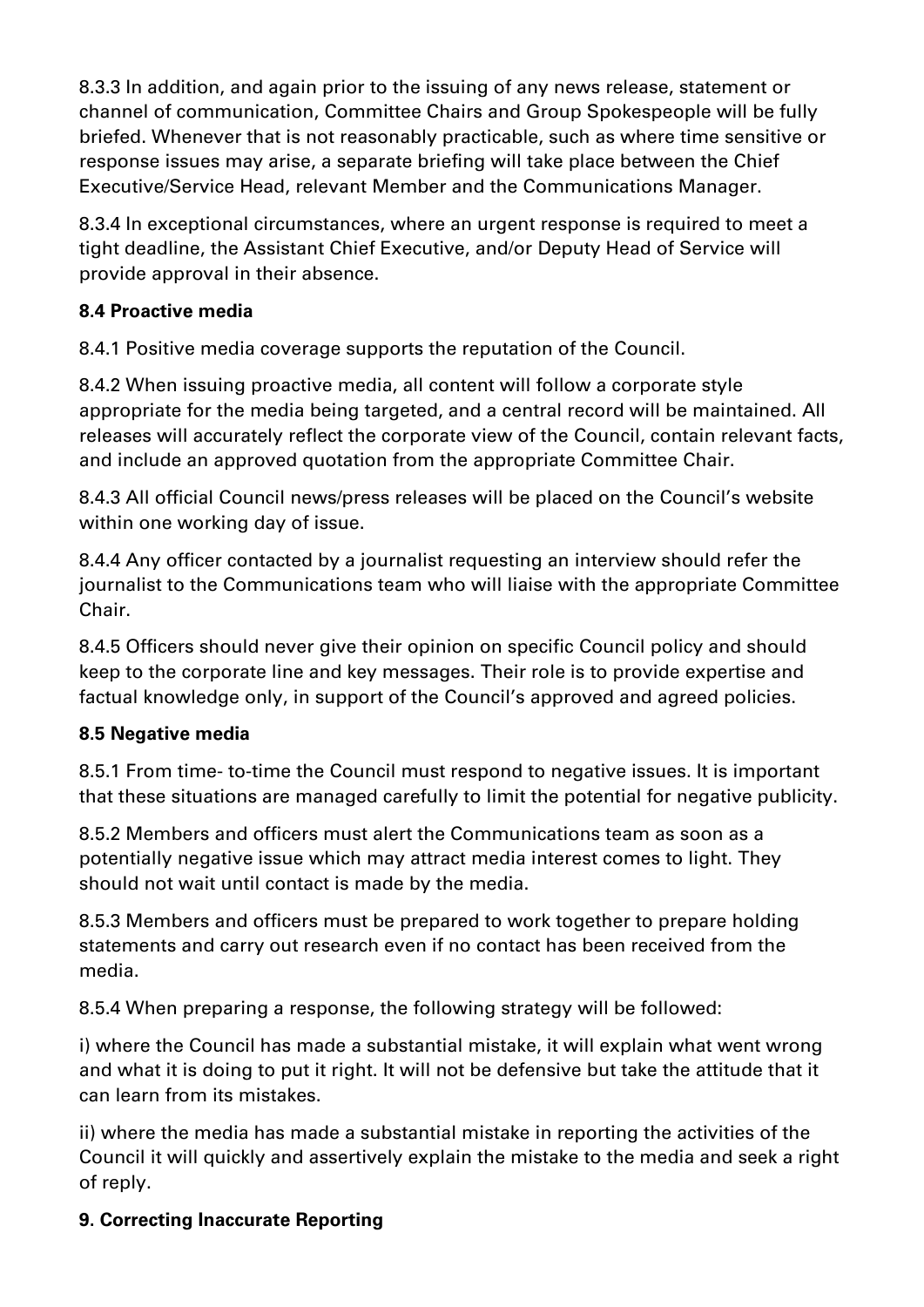8.3.3 In addition, and again prior to the issuing of any news release, statement or channel of communication, Committee Chairs and Group Spokespeople will be fully briefed. Whenever that is not reasonably practicable, such as where time sensitive or response issues may arise, a separate briefing will take place between the Chief Executive/Service Head, relevant Member and the Communications Manager.

8.3.4 In exceptional circumstances, where an urgent response is required to meet a tight deadline, the Assistant Chief Executive, and/or Deputy Head of Service will provide approval in their absence.

### 8.4 Proactive media

8.4.1 Positive media coverage supports the reputation of the Council.

8.4.2 When issuing proactive media, all content will follow a corporate style appropriate for the media being targeted, and a central record will be maintained. All releases will accurately reflect the corporate view of the Council, contain relevant facts, and include an approved quotation from the appropriate Committee Chair.

8.4.3 All official Council news/press releases will be placed on the Council's website within one working day of issue.

8.4.4 Any officer contacted by a journalist requesting an interview should refer the journalist to the Communications team who will liaise with the appropriate Committee Chair.

8.4.5 Officers should never give their opinion on specific Council policy and should keep to the corporate line and key messages. Their role is to provide expertise and factual knowledge only, in support of the Council's approved and agreed policies.

### 8.5 Negative media

8.5.1 From time- to-time the Council must respond to negative issues. It is important that these situations are managed carefully to limit the potential for negative publicity.

8.5.2 Members and officers must alert the Communications team as soon as a potentially negative issue which may attract media interest comes to light. They should not wait until contact is made by the media.

8.5.3 Members and officers must be prepared to work together to prepare holding statements and carry out research even if no contact has been received from the media.

8.5.4 When preparing a response, the following strategy will be followed:

i) where the Council has made a substantial mistake, it will explain what went wrong and what it is doing to put it right. It will not be defensive but take the attitude that it can learn from its mistakes.

ii) where the media has made a substantial mistake in reporting the activities of the Council it will quickly and assertively explain the mistake to the media and seek a right of reply.

## 9. Correcting Inaccurate Reporting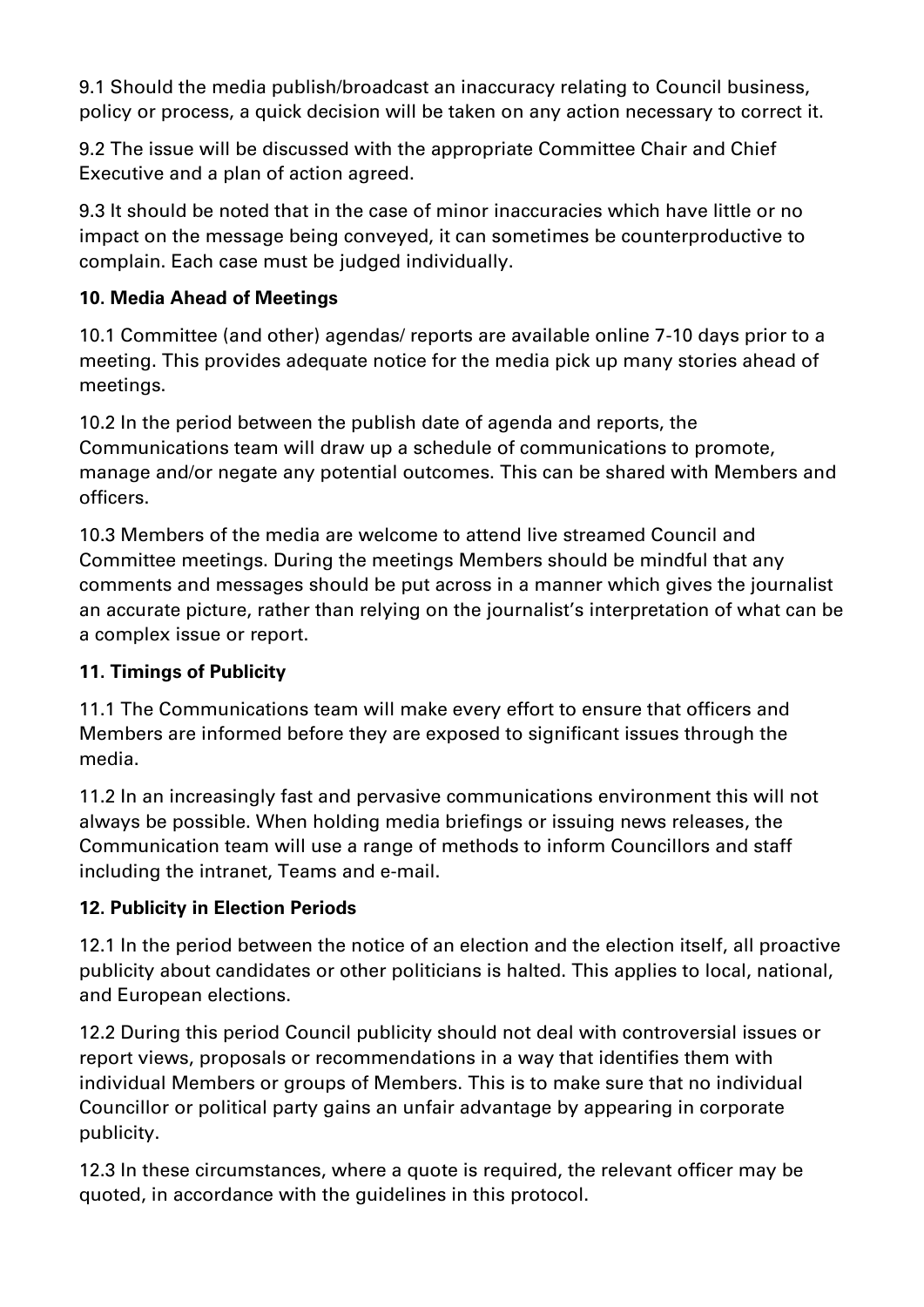9.1 Should the media publish/broadcast an inaccuracy relating to Council business, policy or process, a quick decision will be taken on any action necessary to correct it.

9.2 The issue will be discussed with the appropriate Committee Chair and Chief Executive and a plan of action agreed.

9.3 It should be noted that in the case of minor inaccuracies which have little or no impact on the message being conveyed, it can sometimes be counterproductive to complain. Each case must be judged individually.

## 10. Media Ahead of Meetings

10.1 Committee (and other) agendas/ reports are available online 7-10 days prior to a meeting. This provides adequate notice for the media pick up many stories ahead of meetings.

10.2 In the period between the publish date of agenda and reports, the Communications team will draw up a schedule of communications to promote, manage and/or negate any potential outcomes. This can be shared with Members and officers.

10.3 Members of the media are welcome to attend live streamed Council and Committee meetings. During the meetings Members should be mindful that any comments and messages should be put across in a manner which gives the journalist an accurate picture, rather than relying on the journalist's interpretation of what can be a complex issue or report.

## 11. Timings of Publicity

11.1 The Communications team will make every effort to ensure that officers and Members are informed before they are exposed to significant issues through the media.

11.2 In an increasingly fast and pervasive communications environment this will not always be possible. When holding media briefings or issuing news releases, the Communication team will use a range of methods to inform Councillors and staff including the intranet, Teams and e-mail.

## 12. Publicity in Election Periods

12.1 In the period between the notice of an election and the election itself, all proactive publicity about candidates or other politicians is halted. This applies to local, national, and European elections.

12.2 During this period Council publicity should not deal with controversial issues or report views, proposals or recommendations in a way that identifies them with individual Members or groups of Members. This is to make sure that no individual Councillor or political party gains an unfair advantage by appearing in corporate publicity.

12.3 In these circumstances, where a quote is required, the relevant officer may be quoted, in accordance with the guidelines in this protocol.